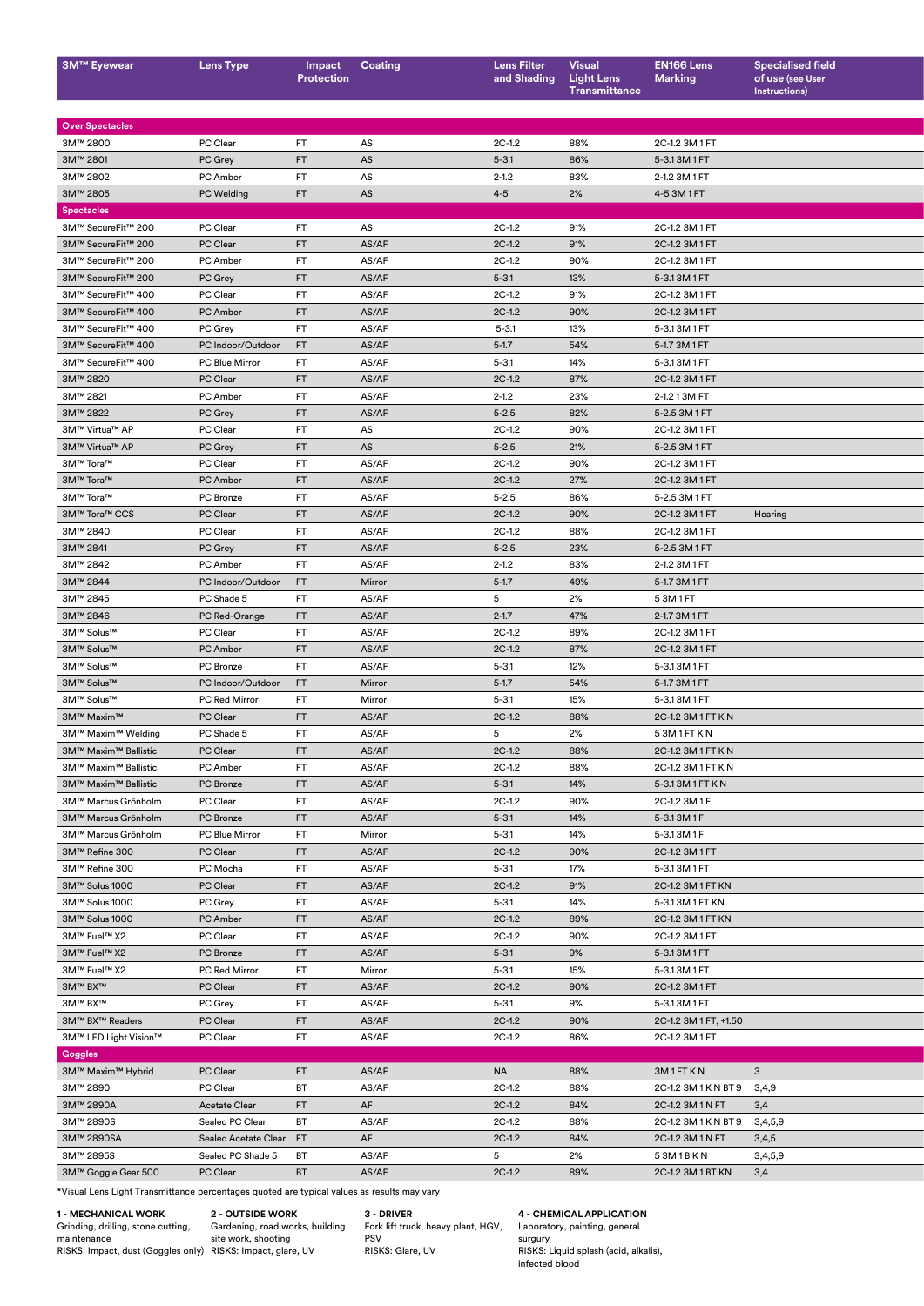| 3M™ Eyewear | Lens Type | Impact Protection | Coating | Lens Filter and Shading | Visual Light Lens Transmittance | EN166 Lens Marking | Specialised field of use (see User Instructions) |
|---|---|---|---|---|---|---|---|
| **Over Spectacles** | | | | | | | |
| 3M™ 2800 | PC Clear | FT | AS | 2C-1.2 | 88% | 2C-1.2 3M 1 FT | |
| 3M™ 2801 | PC Grey | FT | AS | 5-3.1 | 86% | 5-3.1 3M 1 FT | |
| 3M™ 2802 | PC Amber | FT | AS | 2-1.2 | 83% | 2-1.2 3M 1 FT | |
| 3M™ 2805 | PC Welding | FT | AS | 4-5 | 2% | 4-5 3M 1 FT | |
| **Spectacles** | | | | | | | |
| 3M™ SecureFit™ 200 | PC Clear | FT | AS | 2C-1.2 | 91% | 2C-1.2 3M 1 FT | |
| 3M™ SecureFit™ 200 | PC Clear | FT | AS/AF | 2C-1.2 | 91% | 2C-1.2 3M 1 FT | |
| 3M™ SecureFit™ 200 | PC Amber | FT | AS/AF | 2C-1.2 | 90% | 2C-1.2 3M 1 FT | |
| 3M™ SecureFit™ 200 | PC Grey | FT | AS/AF | 5-3.1 | 13% | 5-3.1 3M 1 FT | |
| 3M™ SecureFit™ 400 | PC Clear | FT | AS/AF | 2C-1.2 | 91% | 2C-1.2 3M 1 FT | |
| 3M™ SecureFit™ 400 | PC Amber | FT | AS/AF | 2C-1.2 | 90% | 2C-1.2 3M 1 FT | |
| 3M™ SecureFit™ 400 | PC Grey | FT | AS/AF | 5-3.1 | 13% | 5-3.1 3M 1 FT | |
| 3M™ SecureFit™ 400 | PC Indoor/Outdoor | FT | AS/AF | 5-1.7 | 54% | 5-1.7 3M 1 FT | |
| 3M™ SecureFit™ 400 | PC Blue Mirror | FT | AS/AF | 5-3.1 | 14% | 5-3.1 3M 1 FT | |
| 3M™ 2820 | PC Clear | FT | AS/AF | 2C-1.2 | 87% | 2C-1.2 3M 1 FT | |
| 3M™ 2821 | PC Amber | FT | AS/AF | 2-1.2 | 23% | 2-1.2 1 3M FT | |
| 3M™ 2822 | PC Grey | FT | AS/AF | 5-2.5 | 82% | 5-2.5 3M 1 FT | |
| 3M™ Virtua™ AP | PC Clear | FT | AS | 2C-1.2 | 90% | 2C-1.2 3M 1 FT | |
| 3M™ Virtua™ AP | PC Grey | FT | AS | 5-2.5 | 21% | 5-2.5 3M 1 FT | |
| 3M™ Tora™ | PC Clear | FT | AS/AF | 2C-1.2 | 90% | 2C-1.2 3M 1 FT | |
| 3M™ Tora™ | PC Amber | FT | AS/AF | 2C-1.2 | 27% | 2C-1.2 3M 1 FT | |
| 3M™ Tora™ | PC Bronze | FT | AS/AF | 5-2.5 | 86% | 5-2.5 3M 1 FT | |
| 3M™ Tora™ CCS | PC Clear | FT | AS/AF | 2C-1.2 | 90% | 2C-1.2 3M 1 FT | Hearing |
| 3M™ 2840 | PC Clear | FT | AS/AF | 2C-1.2 | 88% | 2C-1.2 3M 1 FT | |
| 3M™ 2841 | PC Grey | FT | AS/AF | 5-2.5 | 23% | 5-2.5 3M 1 FT | |
| 3M™ 2842 | PC Amber | FT | AS/AF | 2-1.2 | 83% | 2-1.2 3M 1 FT | |
| 3M™ 2844 | PC Indoor/Outdoor | FT | Mirror | 5-1.7 | 49% | 5-1.7 3M 1 FT | |
| 3M™ 2845 | PC Shade 5 | FT | AS/AF | 5 | 2% | 5 3M 1 FT | |
| 3M™ 2846 | PC Red-Orange | FT | AS/AF | 2-1.7 | 47% | 2-1.7 3M 1 FT | |
| 3M™ Solus™ | PC Clear | FT | AS/AF | 2C-1.2 | 89% | 2C-1.2 3M 1 FT | |
| 3M™ Solus™ | PC Amber | FT | AS/AF | 2C-1.2 | 87% | 2C-1.2 3M 1 FT | |
| 3M™ Solus™ | PC Bronze | FT | AS/AF | 5-3.1 | 12% | 5-3.1 3M 1 FT | |
| 3M™ Solus™ | PC Indoor/Outdoor | FT | Mirror | 5-1.7 | 54% | 5-1.7 3M 1 FT | |
| 3M™ Solus™ | PC Red Mirror | FT | Mirror | 5-3.1 | 15% | 5-3.1 3M 1 FT | |
| 3M™ Maxim™ | PC Clear | FT | AS/AF | 2C-1.2 | 88% | 2C-1.2 3M 1 FT K N | |
| 3M™ Maxim™ Welding | PC Shade 5 | FT | AS/AF | 5 | 2% | 5 3M 1 FT K N | |
| 3M™ Maxim™ Ballistic | PC Clear | FT | AS/AF | 2C-1.2 | 88% | 2C-1.2 3M 1 FT K N | |
| 3M™ Maxim™ Ballistic | PC Amber | FT | AS/AF | 2C-1.2 | 88% | 2C-1.2 3M 1 FT K N | |
| 3M™ Maxim™ Ballistic | PC Bronze | FT | AS/AF | 5-3.1 | 14% | 5-3.1 3M 1 FT K N | |
| 3M™ Marcus Grönholm | PC Clear | FT | AS/AF | 2C-1.2 | 90% | 2C-1.2 3M 1 F | |
| 3M™ Marcus Grönholm | PC Bronze | FT | AS/AF | 5-3.1 | 14% | 5-3.1 3M 1 F | |
| 3M™ Marcus Grönholm | PC Blue Mirror | FT | Mirror | 5-3.1 | 14% | 5-3.1 3M 1 F | |
| 3M™ Refine 300 | PC Clear | FT | AS/AF | 2C-1.2 | 90% | 2C-1.2 3M 1 FT | |
| 3M™ Refine 300 | PC Mocha | FT | AS/AF | 5-3.1 | 17% | 5-3.1 3M 1 FT | |
| 3M™ Solus 1000 | PC Clear | FT | AS/AF | 2C-1.2 | 91% | 2C-1.2 3M 1 FT KN | |
| 3M™ Solus 1000 | PC Grey | FT | AS/AF | 5-3.1 | 14% | 5-3.1 3M 1 FT KN | |
| 3M™ Solus 1000 | PC Amber | FT | AS/AF | 2C-1.2 | 89% | 2C-1.2 3M 1 FT KN | |
| 3M™ Fuel™ X2 | PC Clear | FT | AS/AF | 2C-1.2 | 90% | 2C-1.2 3M 1 FT | |
| 3M™ Fuel™ X2 | PC Bronze | FT | AS/AF | 5-3.1 | 9% | 5-3.1 3M 1 FT | |
| 3M™ Fuel™ X2 | PC Red Mirror | FT | Mirror | 5-3.1 | 15% | 5-3.1 3M 1 FT | |
| 3M™ BX™ | PC Clear | FT | AS/AF | 2C-1.2 | 90% | 2C-1.2 3M 1 FT | |
| 3M™ BX™ | PC Grey | FT | AS/AF | 5-3.1 | 9% | 5-3.1 3M 1 FT | |
| 3M™ BX™ Readers | PC Clear | FT | AS/AF | 2C-1.2 | 90% | 2C-1.2 3M 1 FT, +1.50 | |
| 3M™ LED Light Vision™ | PC Clear | FT | AS/AF | 2C-1.2 | 86% | 2C-1.2 3M 1 FT | |
| **Goggles** | | | | | | | |
| 3M™ Maxim™ Hybrid | PC Clear | FT | AS/AF | NA | 88% | 3M 1 FT K N | 3 |
| 3M™ 2890 | PC Clear | BT | AS/AF | 2C-1.2 | 88% | 2C-1.2 3M 1 K N BT 9 | 3,4,9 |
| 3M™ 2890A | Acetate Clear | FT | AF | 2C-1.2 | 84% | 2C-1.2 3M 1 N FT | 3,4 |
| 3M™ 2890S | Sealed PC Clear | BT | AS/AF | 2C-1.2 | 88% | 2C-1.2 3M 1 K N BT 9 | 3,4,5,9 |
| 3M™ 2890SA | Sealed Acetate Clear | FT | AF | 2C-1.2 | 84% | 2C-1.2 3M 1 N FT | 3,4,5 |
| 3M™ 2895S | Sealed PC Shade 5 | BT | AS/AF | 5 | 2% | 5 3M 1 B K N | 3,4,5,9 |
| 3M™ Goggle Gear 500 | PC Clear | BT | AS/AF | 2C-1.2 | 89% | 2C-1.2 3M 1 BT KN | 3,4 |

*Visual Lens Light Transmittance percentages quoted are typical values as results may vary

**1 - MECHANICAL WORK**
Grinding, drilling, stone cutting, maintenance
RISKS: Impact, dust (Goggles only)

**2 - OUTSIDE WORK**
Gardening, road works, building site work, shooting
RISKS: Impact, glare, UV

**3 - DRIVER**
Fork lift truck, heavy plant, HGV, PSV
RISKS: Glare, UV

**4 - CHEMICAL APPLICATION**
Laboratory, painting, general surgury
RISKS: Liquid splash (acid, alkalis), infected blood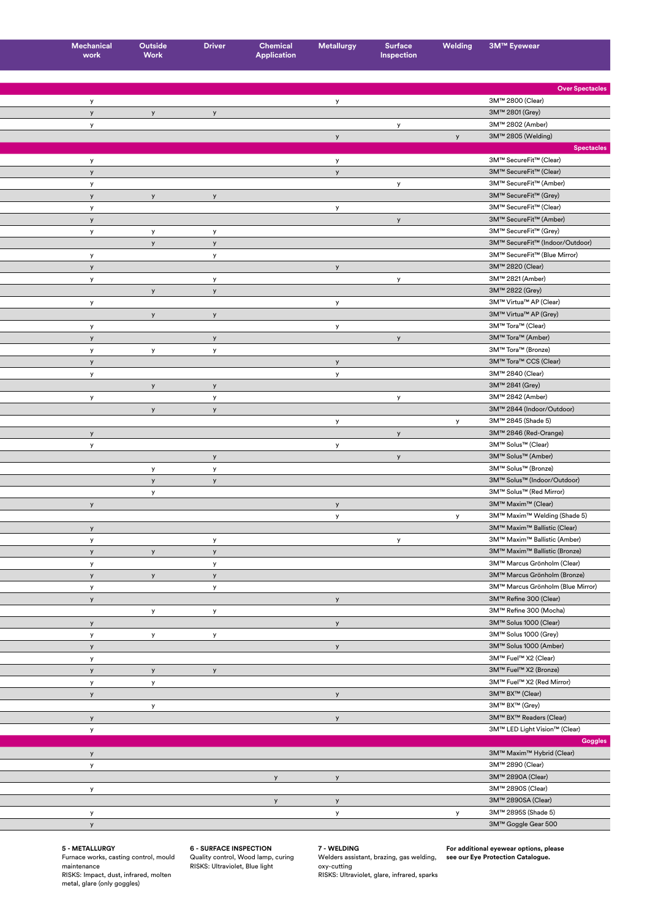| Mechanical work | Outside Work | Driver | Chemical Application | Metallurgy | Surface Inspection | Welding | 3M™ Eyewear |
|---|---|---|---|---|---|---|---|
| | | | | | | | **Over Spectacles** |
| y | | | | y | | | 3M™ 2800 (Clear) |
| y | y | y | | | | | 3M™ 2801 (Grey) |
| y | | | | | y | | 3M™ 2802 (Amber) |
| | | | | y | | y | 3M™ 2805 (Welding) |
| | | | | | | | **Spectacles** |
| y | | | | y | | | 3M™ SecureFit™ (Clear) |
| y | | | | y | | | 3M™ SecureFit™ (Clear) |
| y | | | | | y | | 3M™ SecureFit™ (Amber) |
| y | y | y | | | | | 3M™ SecureFit™ (Grey) |
| y | | | | y | | | 3M™ SecureFit™ (Clear) |
| y | | | | | y | | 3M™ SecureFit™ (Amber) |
| y | y | y | | | | | 3M™ SecureFit™ (Grey) |
| | y | y | | | | | 3M™ SecureFit™ (Indoor/Outdoor) |
| y | | y | | | | | 3M™ SecureFit™ (Blue Mirror) |
| y | | | | y | | | 3M™ 2820 (Clear) |
| y | | y | | | y | | 3M™ 2821 (Amber) |
| | y | y | | | | | 3M™ 2822 (Grey) |
| y | | | | y | | | 3M™ Virtua™ AP (Clear) |
| | y | y | | | | | 3M™ Virtua™ AP (Grey) |
| y | | | | y | | | 3M™ Tora™ (Clear) |
| y | | y | | | y | | 3M™ Tora™ (Amber) |
| y | y | y | | | | | 3M™ Tora™ (Bronze) |
| y | | | | y | | | 3M™ Tora™ CCS (Clear) |
| y | | | | y | | | 3M™ 2840 (Clear) |
| | y | y | | | | | 3M™ 2841 (Grey) |
| y | | y | | | y | | 3M™ 2842 (Amber) |
| | y | y | | | | | 3M™ 2844 (Indoor/Outdoor) |
| | | | | y | | y | 3M™ 2845 (Shade 5) |
| y | | | | | y | | 3M™ 2846 (Red-Orange) |
| y | | | | y | | | 3M™ Solus™ (Clear) |
| | | y | | | y | | 3M™ Solus™ (Amber) |
| | y | y | | | | | 3M™ Solus™ (Bronze) |
| | y | y | | | | | 3M™ Solus™ (Indoor/Outdoor) |
| | y | | | | | | 3M™ Solus™ (Red Mirror) |
| y | | | | y | | | 3M™ Maxim™ (Clear) |
| | | | | y | | y | 3M™ Maxim™ Welding (Shade 5) |
| y | | | | | | | 3M™ Maxim™ Ballistic (Clear) |
| y | | y | | | y | | 3M™ Maxim™ Ballistic (Amber) |
| y | y | y | | | | | 3M™ Maxim™ Ballistic (Bronze) |
| y | | y | | | | | 3M™ Marcus Grönholm (Clear) |
| y | y | y | | | | | 3M™ Marcus Grönholm (Bronze) |
| y | | y | | | | | 3M™ Marcus Grönholm (Blue Mirror) |
| y | | | | y | | | 3M™ Refine 300 (Clear) |
| | y | y | | | | | 3M™ Refine 300 (Mocha) |
| y | | | | y | | | 3M™ Solus 1000 (Clear) |
| y | y | y | | | | | 3M™ Solus 1000 (Grey) |
| y | | | | y | | | 3M™ Solus 1000 (Amber) |
| y | | | | | | | 3M™ Fuel™ X2 (Clear) |
| y | y | y | | | | | 3M™ Fuel™ X2 (Bronze) |
| y | y | | | | | | 3M™ Fuel™ X2 (Red Mirror) |
| y | | | | y | | | 3M™ BX™ (Clear) |
| | y | | | | | | 3M™ BX™ (Grey) |
| y | | | | y | | | 3M™ BX™ Readers (Clear) |
| y | | | | | | | 3M™ LED Light Vision™ (Clear) |
| | | | | | | | **Goggles** |
| y | | | | | | | 3M™ Maxim™ Hybrid (Clear) |
| y | | | | | | | 3M™ 2890 (Clear) |
| | | | y | y | | | 3M™ 2890A (Clear) |
| y | | | | | | | 3M™ 2890S (Clear) |
| | | | y | y | | | 3M™ 2890SA (Clear) |
| y | | | | y | | y | 3M™ 2895S (Shade 5) |
| y | | | | | | | 3M™ Goggle Gear 500 |

**5 - METALLURGY**
Furnace works, casting control, mould maintenance
RISKS: Impact, dust, infrared, molten metal, glare (only goggles)

**6 - SURFACE INSPECTION**
Quality control, Wood lamp, curing
RISKS: Ultraviolet, Blue light

**7 - WELDING**
Welders assistant, brazing, gas welding, oxy-cutting
RISKS: Ultraviolet, glare, infrared, sparks

**For additional eyewear options, please see our Eye Protection Catalogue.**